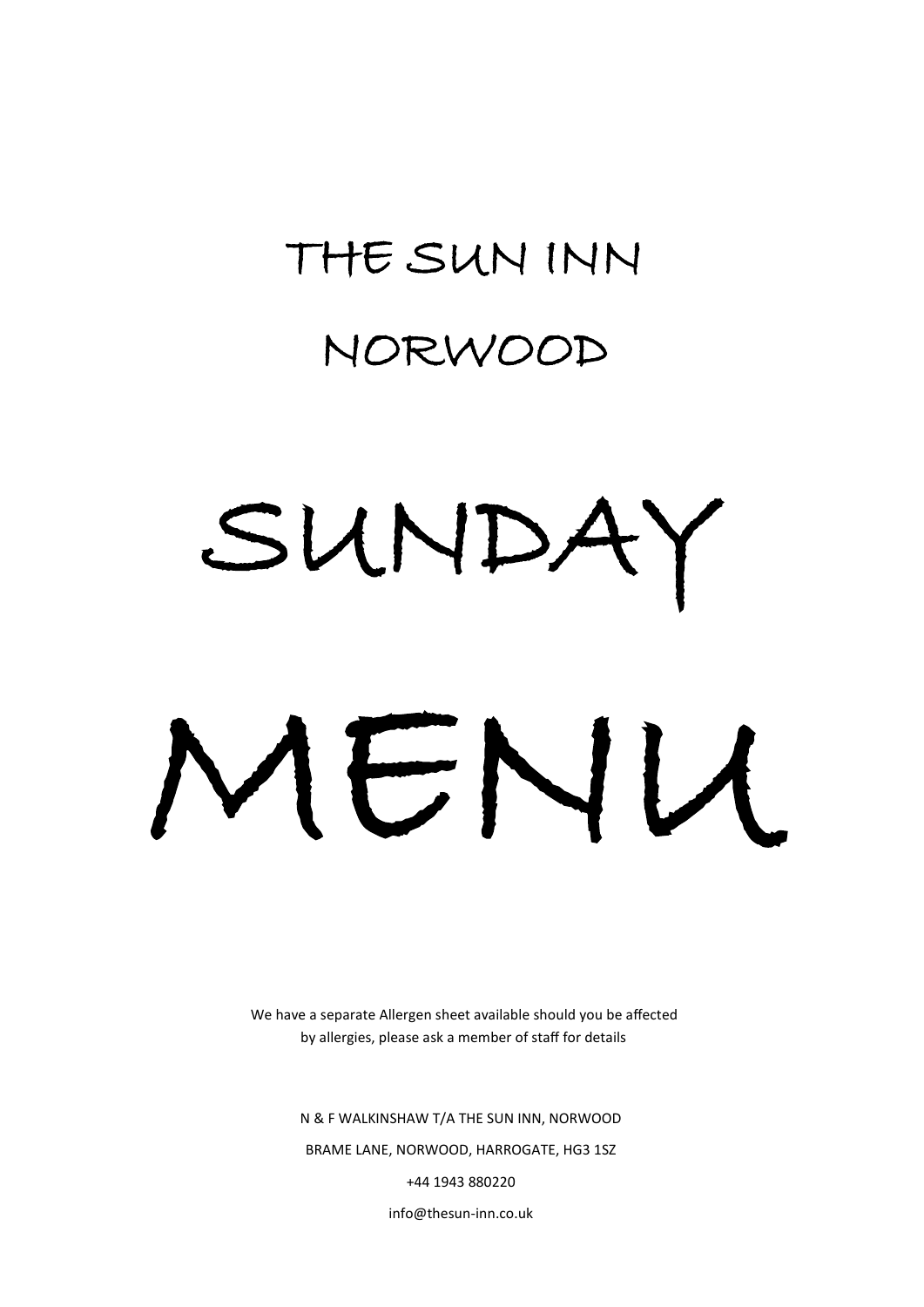# THE SUN INN

# NORWOOD

# SUNDAY

# MENU

We have a separate Allergen sheet available should you be affected by allergies, please ask a member of staff for details

N & F WALKINSHAW T/A THE SUN INN, NORWOOD

BRAME LANE, NORWOOD, HARROGATE, HG3 1SZ

+44 1943 880220

info@thesun-inn.co.uk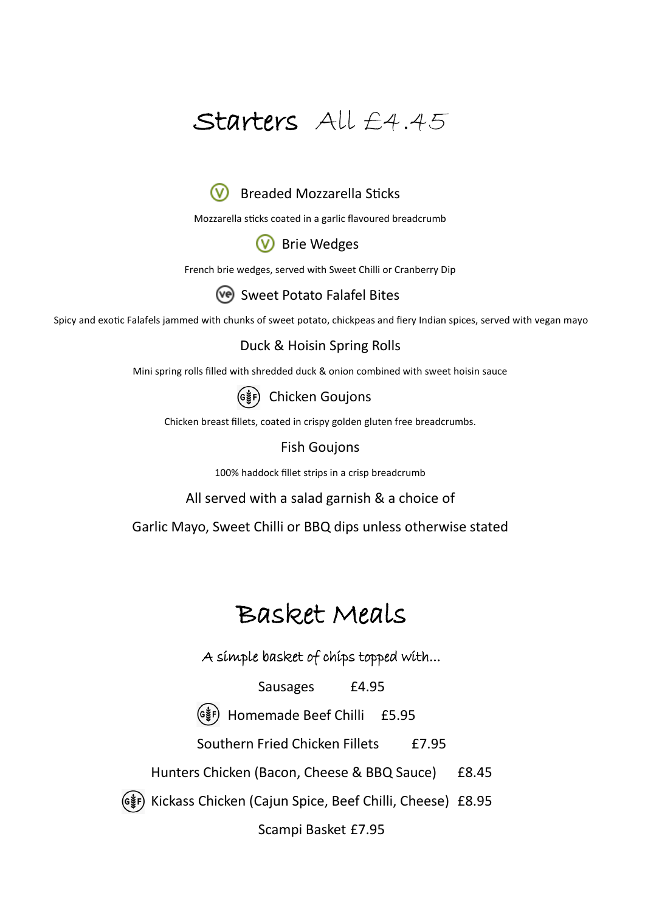# Starters All £4.45

(V) Breaded Mozzarella Sticks

Mozzarella sticks coated in a garlic flavoured breadcrumb

(V) Brie Wedges

French brie wedges, served with Sweet Chilli or Cranberry Dip

(ve) Sweet Potato Falafel Bites

Spicy and exotic Falafels jammed with chunks of sweet potato, chickpeas and fiery Indian spices, served with vegan mayo

Duck & Hoisin Spring Rolls

Mini spring rolls filled with shredded duck & onion combined with sweet hoisin sauce

(GF) Chicken Goujons

Chicken breast fillets, coated in crispy golden gluten free breadcrumbs.

Fish Goujons

100% haddock fillet strips in a crisp breadcrumb

All served with a salad garnish & a choice of

Garlic Mayo, Sweet Chilli or BBQ dips unless otherwise stated

# Basket Meals

*A simple basket of chips topped with...*

Sausages £4.95

(GF) Homemade Beef Chilli £5.95

Southern Fried Chicken Fillets £7.95

Hunters Chicken (Bacon, Cheese & BBQ Sauce) £8.45

(GF) Kickass Chicken (Cajun Spice, Beef Chilli, Cheese) £8.95

Scampi Basket £7.95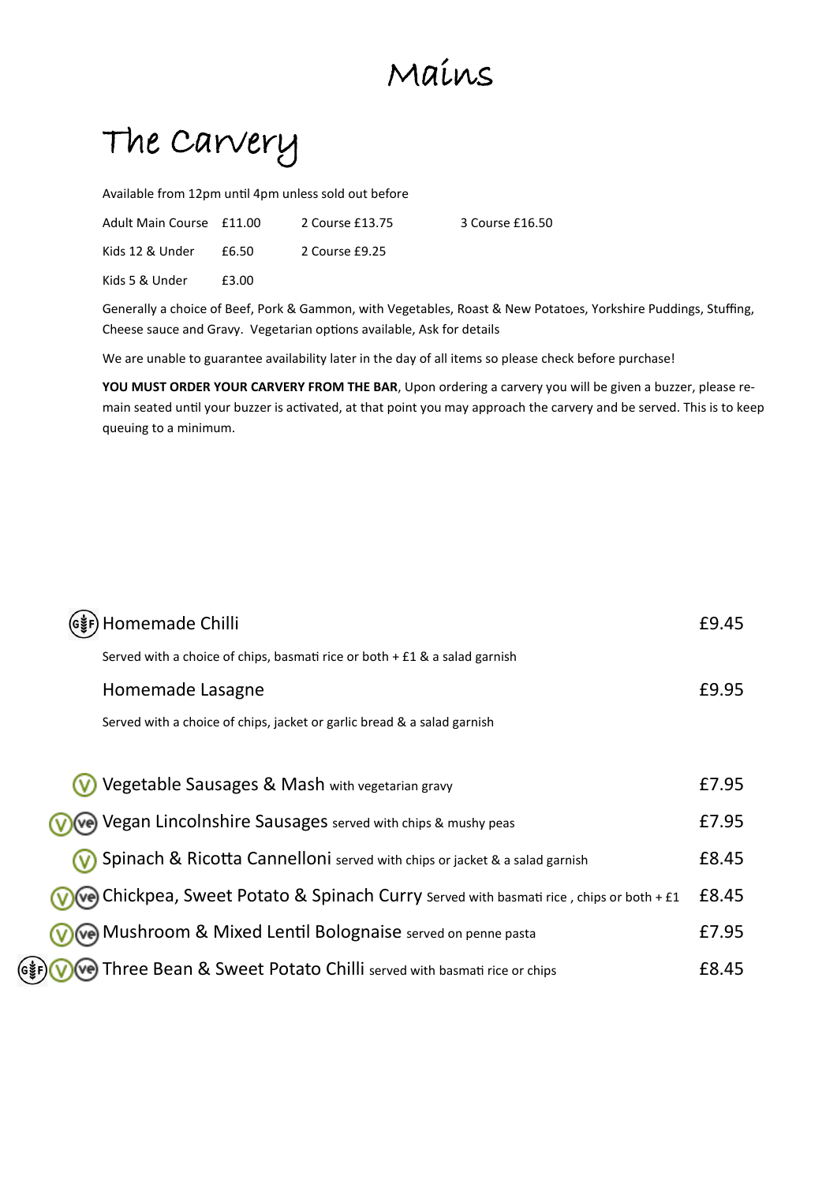# Mains

## The Carvery

Available from 12pm until 4pm unless sold out before

| | | | |
|---|---|---|---|
| Adult Main Course | £11.00 | 2 Course £13.75 | 3 Course £16.50 |
| Kids 12 & Under | £6.50 | 2 Course £9.25 | |
| Kids 5 & Under | £3.00 | | |

Generally a choice of Beef, Pork & Gammon, with Vegetables, Roast & New Potatoes, Yorkshire Puddings, Stuffing, Cheese sauce and Gravy. Vegetarian options available, Ask for details

We are unable to guarantee availability later in the day of all items so please check before purchase!

**YOU MUST ORDER YOUR CARVERY FROM THE BAR**, Upon ordering a carvery you will be given a buzzer, please remain seated until your buzzer is activated, at that point you may approach the carvery and be served. This is to keep queuing to a minimum.

(GF) Homemade Chilli — £9.45

Served with a choice of chips, basmati rice or both + £1 & a salad garnish

Homemade Lasagne — £9.95

Served with a choice of chips, jacket or garlic bread & a salad garnish

(V) Vegetable Sausages & Mash with vegetarian gravy — £7.95

(V)(ve) Vegan Lincolnshire Sausages served with chips & mushy peas — £7.95

(V) Spinach & Ricotta Cannelloni served with chips or jacket & a salad garnish — £8.45

(V)(ve) Chickpea, Sweet Potato & Spinach Curry Served with basmati rice , chips or both + £1 — £8.45

(V)(ve) Mushroom & Mixed Lentil Bolognaise served on penne pasta — £7.95

(GF)(V)(ve) Three Bean & Sweet Potato Chilli served with basmati rice or chips — £8.45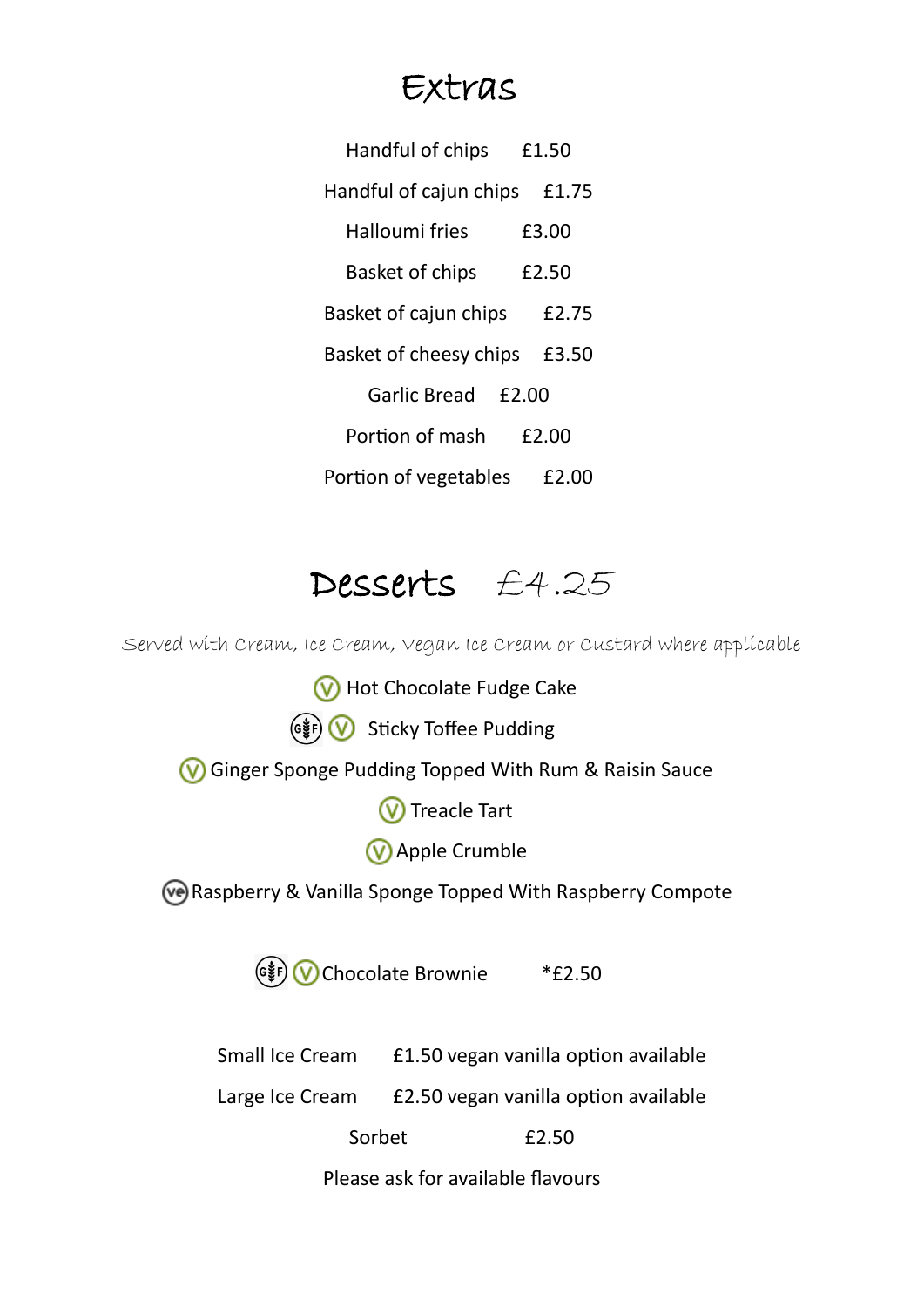# Extras

Handful of chips £1.50

Handful of cajun chips £1.75

Halloumi fries £3.00

Basket of chips £2.50

Basket of cajun chips £2.75

Basket of cheesy chips £3.50

Garlic Bread £2.00

Portion of mash £2.00

Portion of vegetables £2.00

# Desserts £4.25

*Served with Cream, Ice Cream, Vegan Ice Cream or Custard where applicable*

(V) Hot Chocolate Fudge Cake

(GF) (V) Sticky Toffee Pudding

(V) Ginger Sponge Pudding Topped With Rum & Raisin Sauce

(V) Treacle Tart

(V) Apple Crumble

(VE) Raspberry & Vanilla Sponge Topped With Raspberry Compote

(GF) (V) Chocolate Brownie *£2.50

Small Ice Cream £1.50 vegan vanilla option available

Large Ice Cream £2.50 vegan vanilla option available

Sorbet £2.50

Please ask for available flavours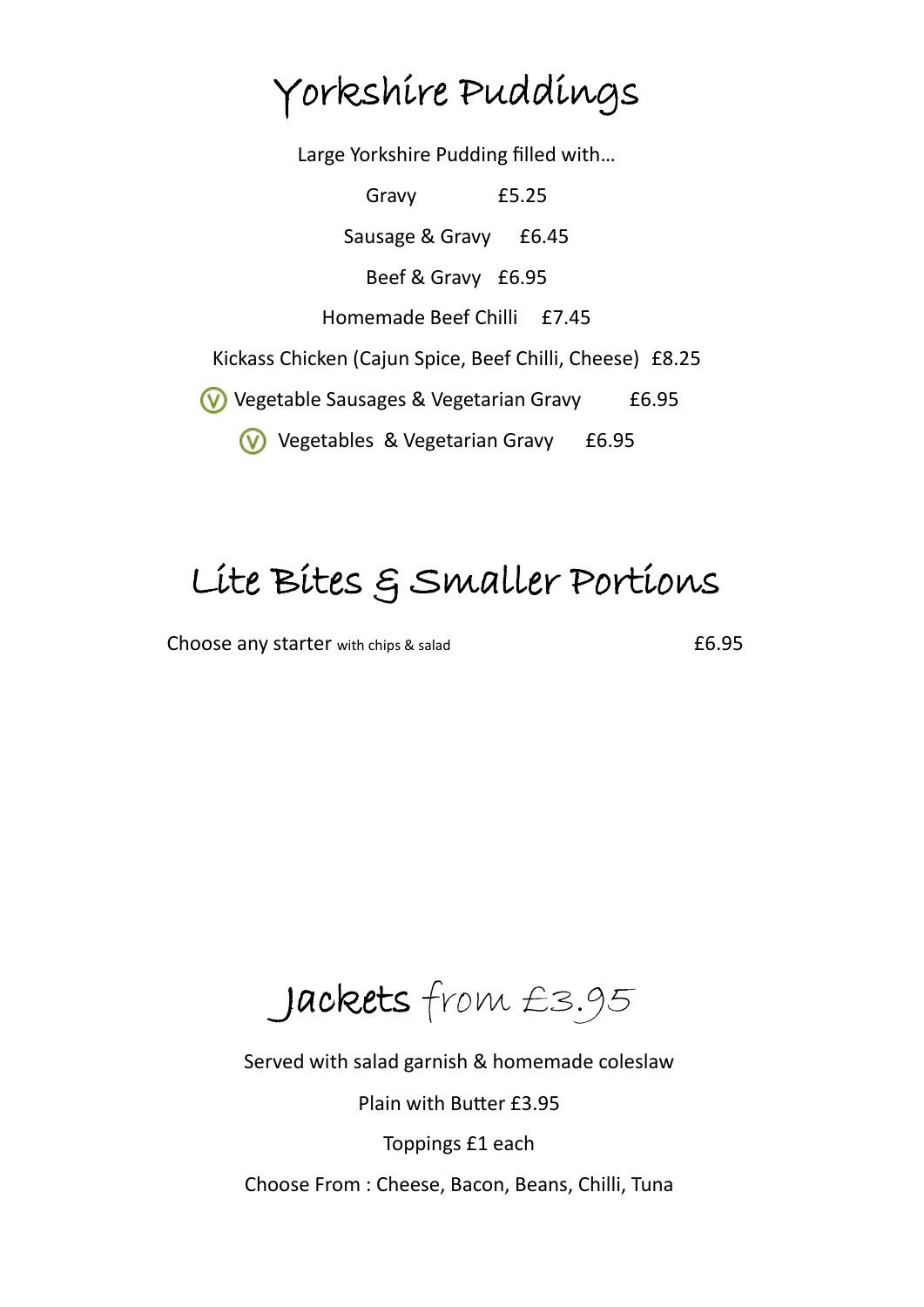# Yorkshire Puddings

Large Yorkshire Pudding filled with…

Gravy £5.25

Sausage & Gravy £6.45

Beef & Gravy £6.95

Homemade Beef Chilli £7.45

Kickass Chicken (Cajun Spice, Beef Chilli, Cheese) £8.25

(V) Vegetable Sausages & Vegetarian Gravy £6.95

(V) Vegetables & Vegetarian Gravy £6.95

# Lite Bites & Smaller Portions

Choose any starter with chips & salad £6.95

# Jackets from £3.95

Served with salad garnish & homemade coleslaw

Plain with Butter £3.95

Toppings £1 each

Choose From : Cheese, Bacon, Beans, Chilli, Tuna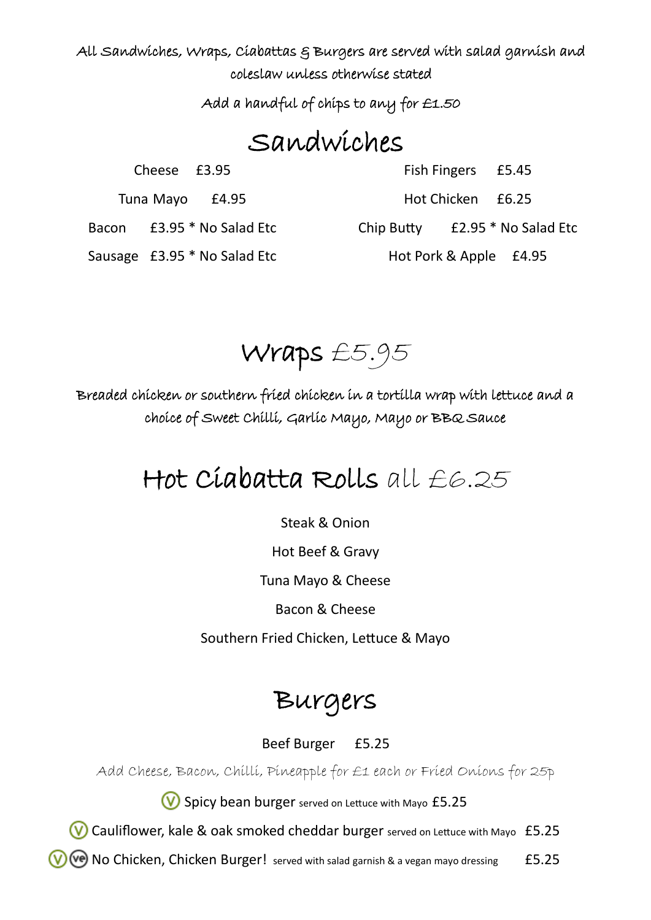All Sandwiches, Wraps, Ciabattas & Burgers are served with salad garnish and coleslaw unless otherwise stated

Add a handful of chips to any for £1.50

# Sandwiches

| | | | |
|---|---|---|---|
| Cheese | £3.95 | Fish Fingers | £5.45 |
| Tuna Mayo | £4.95 | Hot Chicken | £6.25 |
| Bacon | £3.95 * No Salad Etc | Chip Butty | £2.95 * No Salad Etc |
| Sausage | £3.95 * No Salad Etc | Hot Pork & Apple | £4.95 |

# Wraps £5.95

Breaded chicken or southern fried chicken in a tortilla wrap with lettuce and a choice of Sweet Chilli, Garlic Mayo, Mayo or BBQ Sauce

# Hot Ciabatta Rolls all £6.25

Steak & Onion

Hot Beef & Gravy

Tuna Mayo & Cheese

Bacon & Cheese

Southern Fried Chicken, Lettuce & Mayo

# Burgers

Beef Burger £5.25

Add Cheese, Bacon, Chilli, Pineapple for £1 each or Fried Onions for 25p

(V) Spicy bean burger served on Lettuce with Mayo £5.25

(V) Cauliflower, kale & oak smoked cheddar burger served on Lettuce with Mayo £5.25

(V) (ve) No Chicken, Chicken Burger! served with salad garnish & a vegan mayo dressing £5.25